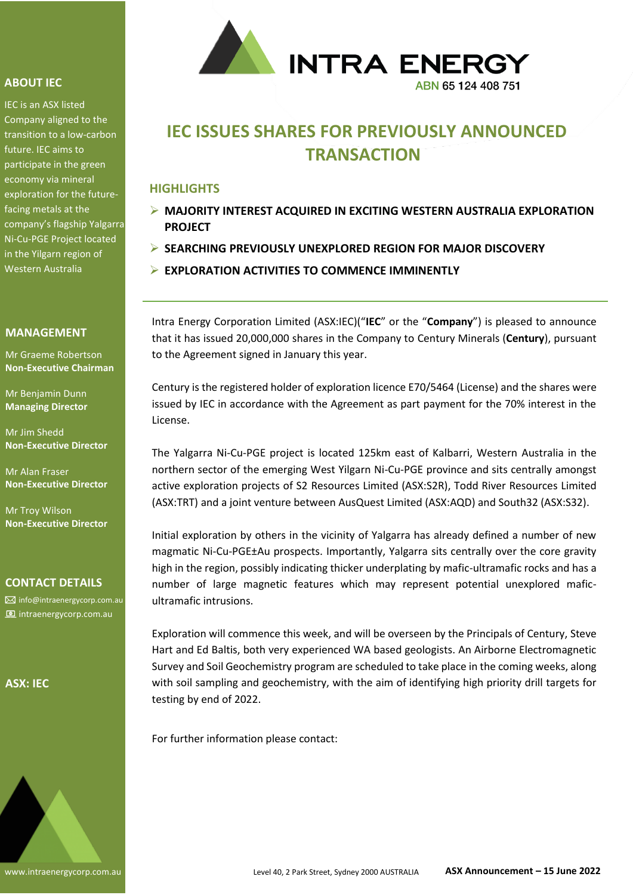INTRA ENERGY

ABN 65 124 408 751

# IEC ISSUES SHARES FOR PREVIOUSLY ANNOUNCED TRANSACTION

## HIGHLIGHTS

- **MAJORITY INTEREST ACQUIRED IN EXCITING WESTERN AUSTRALIA EXPLORATION PROJECT**
- **SEARCHING PREVIOUSLY UNEXPLORED REGION FOR MAJOR DISCOVERY**
- **EXPLORATION ACTIVITIES TO COMMENCE IMMINENTLY**

Intra Energy Corporation Limited (ASX:IEC)("**IEC**" or the "**Company**") is pleased to announce that it has issued 20,000,000 shares in the Company to Century Minerals (**Century**), pursuant to the Agreement signed in January this year.

Century is the registered holder of exploration licence E70/5464 (License) and the shares were issued by IEC in accordance with the Agreement as part payment for the 70% interest in the License.

The Yalgarra Ni-Cu-PGE project is located 125km east of Kalbarri, Western Australia in the northern sector of the emerging West Yilgarn Ni-Cu-PGE province and sits centrally amongst active exploration projects of S2 Resources Limited (ASX:S2R), Todd River Resources Limited (ASX:TRT) and a joint venture between AusQuest Limited (ASX:AQD) and South32 (ASX:S32).

Initial exploration by others in the vicinity of Yalgarra has already defined a number of new magmatic Ni-Cu-PGE±Au prospects. Importantly, Yalgarra sits centrally over the core gravity high in the region, possibly indicating thicker underplating by mafic-ultramafic rocks and has a number of large magnetic features which may represent potential unexplored mafic-ultramafic intrusions.

Exploration will commence this week, and will be overseen by the Principals of Century, Steve Hart and Ed Baltis, both very experienced WA based geologists. An Airborne Electromagnetic Survey and Soil Geochemistry program are scheduled to take place in the coming weeks, along with soil sampling and geochemistry, with the aim of identifying high priority drill targets for testing by end of 2022.

For further information please contact:

## ABOUT IEC

IEC is an ASX listed Company aligned to the transition to a low-carbon future. IEC aims to participate in the green economy via mineral exploration for the future-facing metals at the company's flagship Yalgarra Ni-Cu-PGE Project located in the Yilgarn region of Western Australia

## MANAGEMENT

Mr Graeme Robertson
**Non-Executive Chairman**

Mr Benjamin Dunn
**Managing Director**

Mr Jim Shedd
**Non-Executive Director**

Mr Alan Fraser
**Non-Executive Director**

Mr Troy Wilson
**Non-Executive Director**

## CONTACT DETAILS

info@intraenergycorp.com.au
intraenergycorp.com.au

**ASX: IEC**

www.intraenergycorp.com.au

Level 40, 2 Park Street, Sydney 2000 AUSTRALIA

**ASX Announcement – 15 June 2022**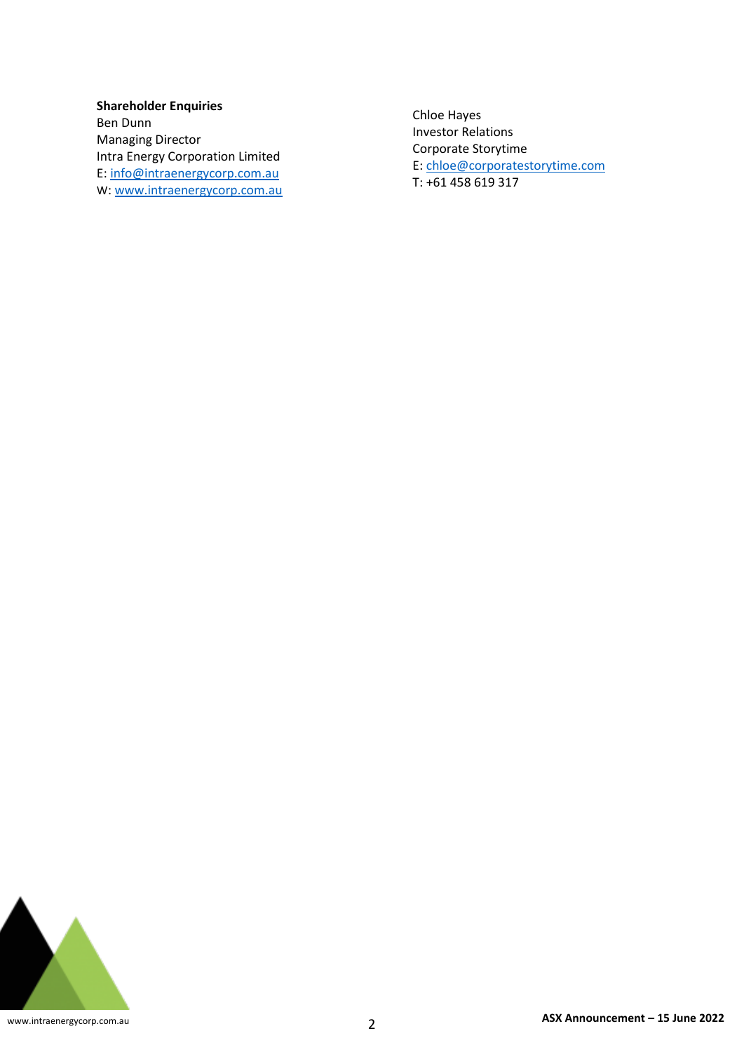**Shareholder Enquiries**
Ben Dunn
Managing Director
Intra Energy Corporation Limited
E: info@intraenergycorp.com.au
W: www.intraenergycorp.com.au

Chloe Hayes
Investor Relations
Corporate Storytime
E: chloe@corporatestorytime.com
T: +61 458 619 317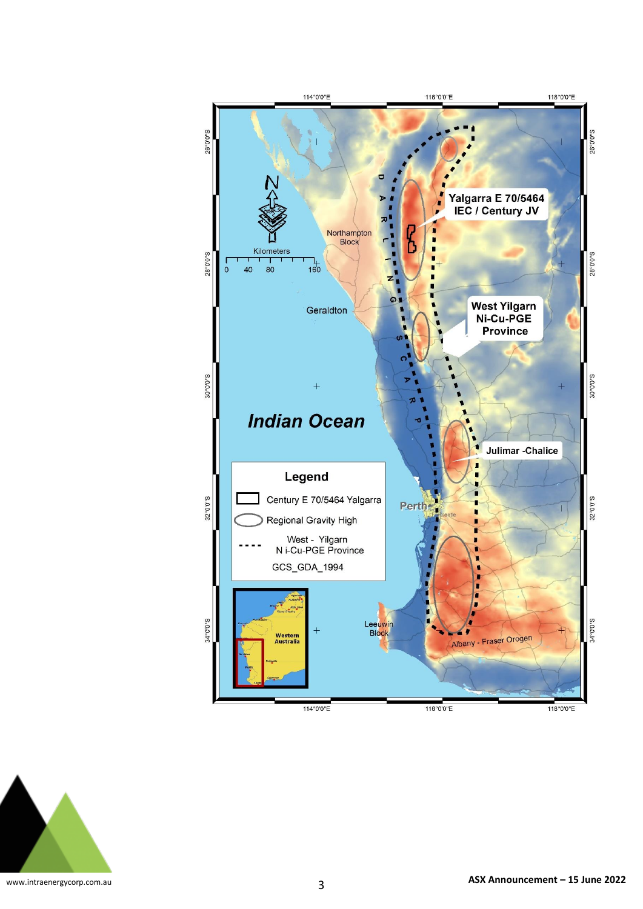Yalgarra E 70/5464
IEC / Century JV

West Yilgarn
Ni-Cu-PGE
Province

Julimar -Chalice

Northampton Block

Geraldton

Indian Ocean

Perth

Leeuwin Block

Albany - Fraser Orogen

DARLING SCARP

Kilometers
0 40 80 160

**Legend**

- Century E 70/5464 Yalgarra
- Regional Gravity High
- West - Yilgarn Ni-Cu-PGE Province

GCS_GDA_1994

Western Australia

114°0'0"E 116°0'0"E 118°0'0"E

26°0'0"S 28°0'0"S 30°0'0"S 32°0'0"S 34°0'0"S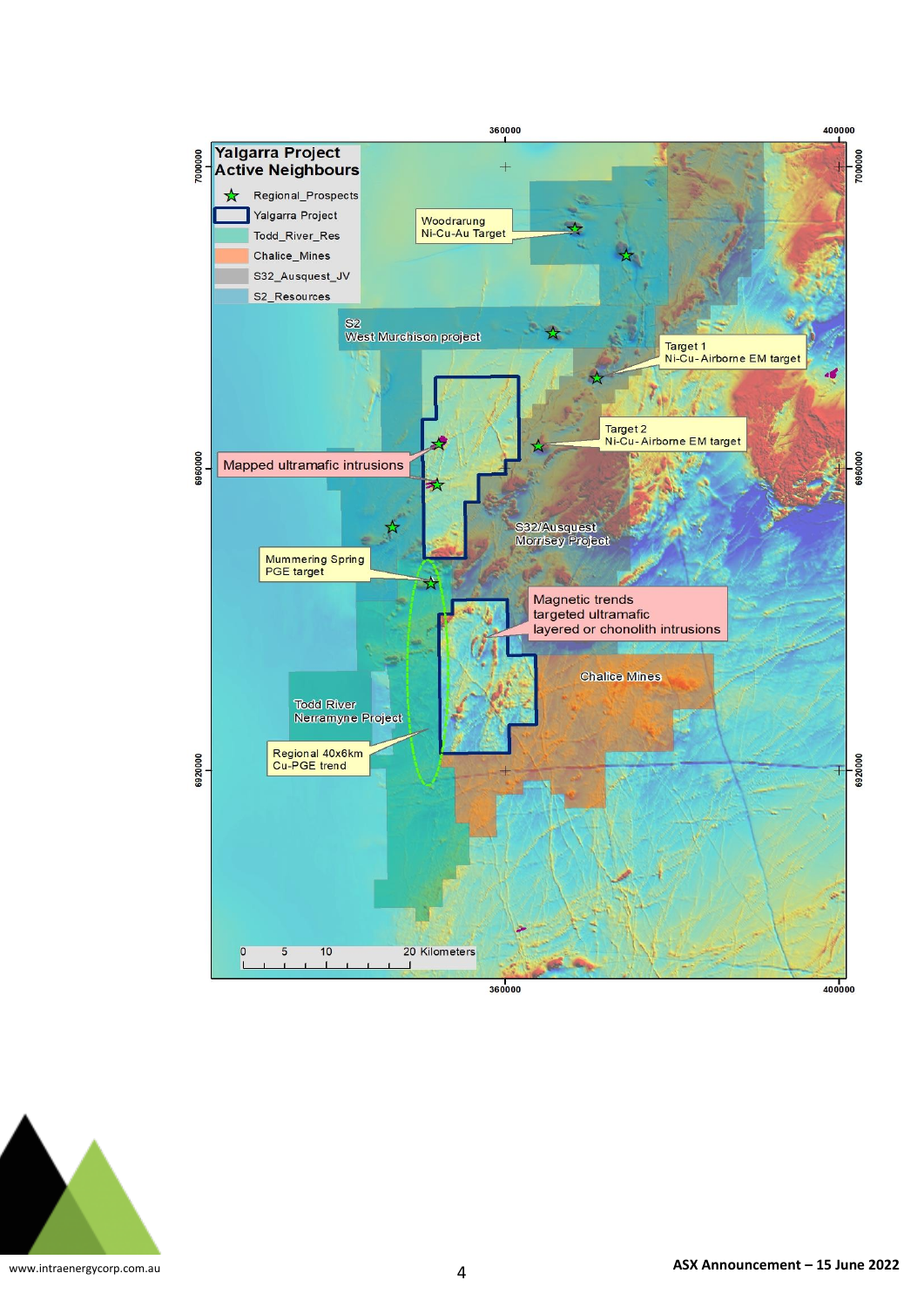Yalgarra Project
Active Neighbours

Regional_Prospects
Yalgarra Project
Todd_River_Res
Chalice_Mines
S32_Ausquest_JV
S2_Resources

360000
400000
7000000
6960000
6920000

Woodrarung
Ni-Cu-Au Target

S2
West Murchison project

Target 1
Ni-Cu-Airborne EM target

Target 2
Ni-Cu-Airborne EM target

Mapped ultramafic intrusions

S32/Ausquest
Morrisey Project

Mummering Spring
PGE target

Magnetic trends
targeted ultramafic
layered or chonolith intrusions

Chalice Mines

Todd River
Nerramyne Project

Regional 40x6km
Cu-PGE trend

0 5 10 20 Kilometers